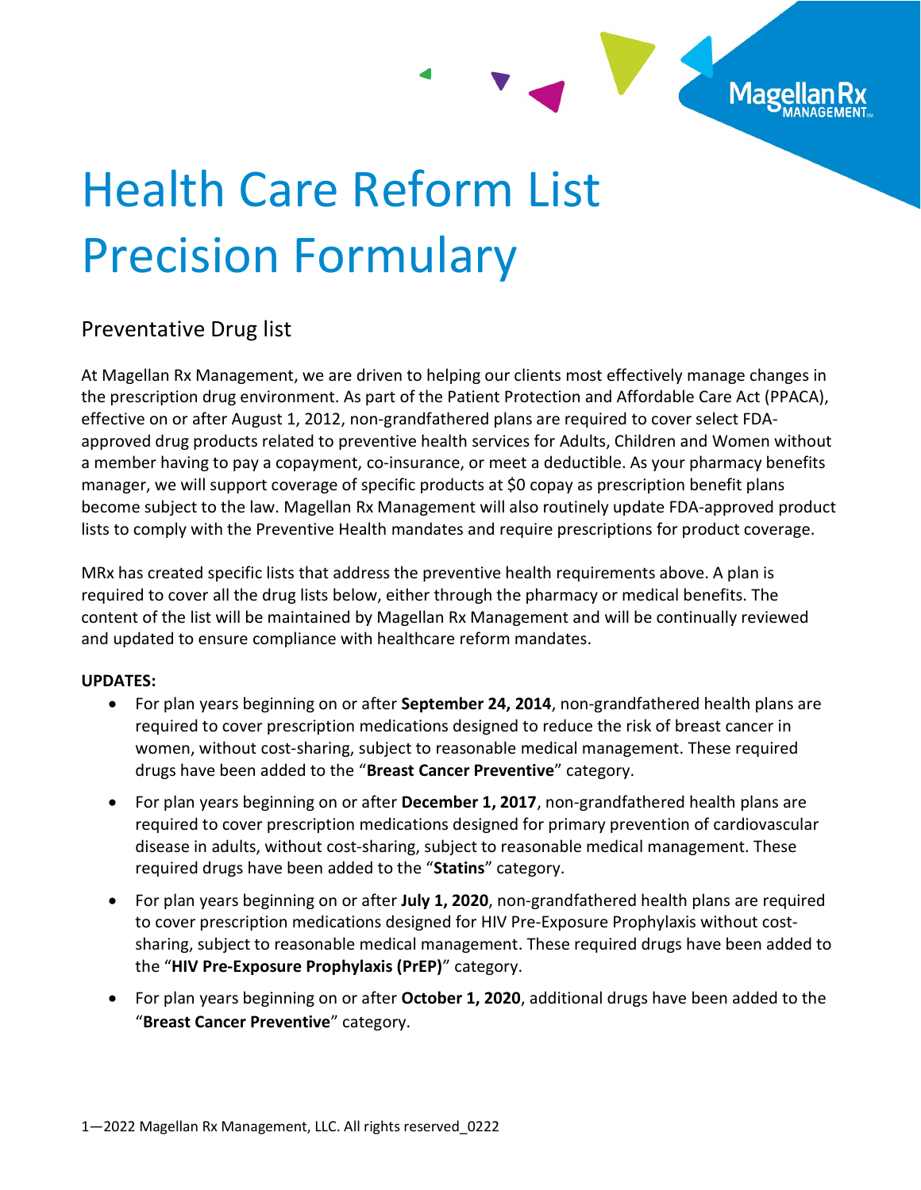# Health Care Reform List Precision Formulary

## Preventative Drug list

At Magellan Rx Management, we are driven to helping our clients most effectively manage changes in the prescription drug environment. As part of the Patient Protection and Affordable Care Act (PPACA), effective on or after August 1, 2012, non-grandfathered plans are required to cover select FDA-approved drug products related to preventive health services for Adults, Children and Women without a member having to pay a copayment, co-insurance, or meet a deductible. As your pharmacy benefits manager, we will support coverage of specific products at $0 copay as prescription benefit plans become subject to the law. Magellan Rx Management will also routinely update FDA-approved product lists to comply with the Preventive Health mandates and require prescriptions for product coverage.

MRx has created specific lists that address the preventive health requirements above. A plan is required to cover all the drug lists below, either through the pharmacy or medical benefits. The content of the list will be maintained by Magellan Rx Management and will be continually reviewed and updated to ensure compliance with healthcare reform mandates.

**UPDATES:**

- For plan years beginning on or after **September 24, 2014**, non-grandfathered health plans are required to cover prescription medications designed to reduce the risk of breast cancer in women, without cost-sharing, subject to reasonable medical management. These required drugs have been added to the "**Breast Cancer Preventive**" category.
- For plan years beginning on or after **December 1, 2017**, non-grandfathered health plans are required to cover prescription medications designed for primary prevention of cardiovascular disease in adults, without cost-sharing, subject to reasonable medical management. These required drugs have been added to the "**Statins**" category.
- For plan years beginning on or after **July 1, 2020**, non-grandfathered health plans are required to cover prescription medications designed for HIV Pre-Exposure Prophylaxis without cost-sharing, subject to reasonable medical management. These required drugs have been added to the "**HIV Pre-Exposure Prophylaxis (PrEP)**" category.
- For plan years beginning on or after **October 1, 2020**, additional drugs have been added to the "**Breast Cancer Preventive**" category.

1—2022 Magellan Rx Management, LLC. All rights reserved_0222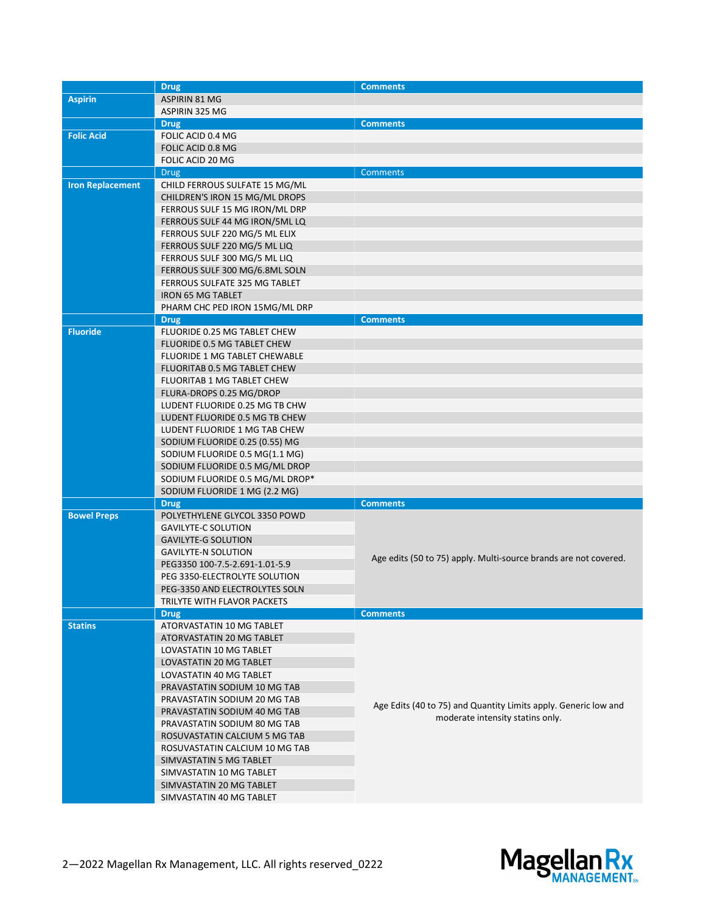| | Drug | Comments |
|---|---|---|
| **Aspirin** | ASPIRIN 81 MG | |
| | ASPIRIN 325 MG | |
| | **Drug** | **Comments** |
| **Folic Acid** | FOLIC ACID 0.4 MG | |
| | FOLIC ACID 0.8 MG | |
| | FOLIC ACID 20 MG | |
| | Drug | Comments |
| **Iron Replacement** | CHILD FERROUS SULFATE 15 MG/ML | |
| | CHILDREN'S IRON 15 MG/ML DROPS | |
| | FERROUS SULF 15 MG IRON/ML DRP | |
| | FERROUS SULF 44 MG IRON/5ML LQ | |
| | FERROUS SULF 220 MG/5 ML ELIX | |
| | FERROUS SULF 220 MG/5 ML LIQ | |
| | FERROUS SULF 300 MG/5 ML LIQ | |
| | FERROUS SULF 300 MG/6.8ML SOLN | |
| | FERROUS SULFATE 325 MG TABLET | |
| | IRON 65 MG TABLET | |
| | PHARM CHC PED IRON 15MG/ML DRP | |
| | **Drug** | **Comments** |
| **Fluoride** | FLUORIDE 0.25 MG TABLET CHEW | |
| | FLUORIDE 0.5 MG TABLET CHEW | |
| | FLUORIDE 1 MG TABLET CHEWABLE | |
| | FLUORITAB 0.5 MG TABLET CHEW | |
| | FLUORITAB 1 MG TABLET CHEW | |
| | FLURA-DROPS 0.25 MG/DROP | |
| | LUDENT FLUORIDE 0.25 MG TB CHW | |
| | LUDENT FLUORIDE 0.5 MG TB CHEW | |
| | LUDENT FLUORIDE 1 MG TAB CHEW | |
| | SODIUM FLUORIDE 0.25 (0.55) MG | |
| | SODIUM FLUORIDE 0.5 MG(1.1 MG) | |
| | SODIUM FLUORIDE 0.5 MG/ML DROP | |
| | SODIUM FLUORIDE 0.5 MG/ML DROP* | |
| | SODIUM FLUORIDE 1 MG (2.2 MG) | |
| | **Drug** | **Comments** |
| **Bowel Preps** | POLYETHYLENE GLYCOL 3350 POWD | Age edits (50 to 75) apply. Multi-source brands are not covered. |
| | GAVILYTE-C SOLUTION | |
| | GAVILYTE-G SOLUTION | |
| | GAVILYTE-N SOLUTION | |
| | PEG3350 100-7.5-2.691-1.01-5.9 | |
| | PEG 3350-ELECTROLYTE SOLUTION | |
| | PEG-3350 AND ELECTROLYTES SOLN | |
| | TRILYTE WITH FLAVOR PACKETS | |
| | **Drug** | **Comments** |
| **Statins** | ATORVASTATIN 10 MG TABLET | Age Edits (40 to 75) and Quantity Limits apply. Generic low and moderate intensity statins only. |
| | ATORVASTATIN 20 MG TABLET | |
| | LOVASTATIN 10 MG TABLET | |
| | LOVASTATIN 20 MG TABLET | |
| | LOVASTATIN 40 MG TABLET | |
| | PRAVASTATIN SODIUM 10 MG TAB | |
| | PRAVASTATIN SODIUM 20 MG TAB | |
| | PRAVASTATIN SODIUM 40 MG TAB | |
| | PRAVASTATIN SODIUM 80 MG TAB | |
| | ROSUVASTATIN CALCIUM 5 MG TAB | |
| | ROSUVASTATIN CALCIUM 10 MG TAB | |
| | SIMVASTATIN 5 MG TABLET | |
| | SIMVASTATIN 10 MG TABLET | |
| | SIMVASTATIN 20 MG TABLET | |
| | SIMVASTATIN 40 MG TABLET | |

2—2022 Magellan Rx Management, LLC. All rights reserved_0222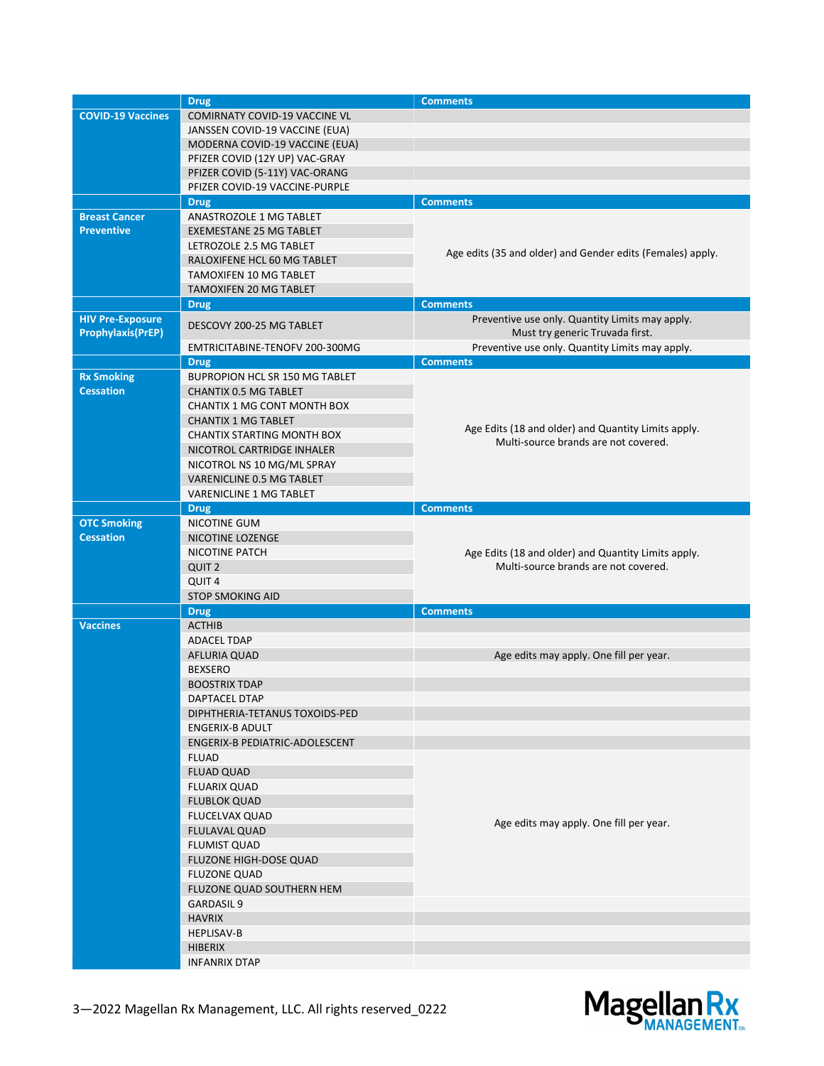| | Drug | Comments |
|---|---|---|
| **COVID-19 Vaccines** | COMIRNATY COVID-19 VACCINE VL | |
| | JANSSEN COVID-19 VACCINE (EUA) | |
| | MODERNA COVID-19 VACCINE (EUA) | |
| | PFIZER COVID (12Y UP) VAC-GRAY | |
| | PFIZER COVID (5-11Y) VAC-ORANG | |
| | PFIZER COVID-19 VACCINE-PURPLE | |
| | **Drug** | **Comments** |
| **Breast Cancer Preventive** | ANASTROZOLE 1 MG TABLET | Age edits (35 and older) and Gender edits (Females) apply. |
| | EXEMESTANE 25 MG TABLET | |
| | LETROZOLE 2.5 MG TABLET | |
| | RALOXIFENE HCL 60 MG TABLET | |
| | TAMOXIFEN 10 MG TABLET | |
| | TAMOXIFEN 20 MG TABLET | |
| | **Drug** | **Comments** |
| **HIV Pre-Exposure Prophylaxis(PrEP)** | DESCOVY 200-25 MG TABLET | Preventive use only. Quantity Limits may apply. Must try generic Truvada first. |
| | EMTRICITABINE-TENOFV 200-300MG | Preventive use only. Quantity Limits may apply. |
| | **Drug** | **Comments** |
| **Rx Smoking Cessation** | BUPROPION HCL SR 150 MG TABLET | Age Edits (18 and older) and Quantity Limits apply. Multi-source brands are not covered. |
| | CHANTIX 0.5 MG TABLET | |
| | CHANTIX 1 MG CONT MONTH BOX | |
| | CHANTIX 1 MG TABLET | |
| | CHANTIX STARTING MONTH BOX | |
| | NICOTROL CARTRIDGE INHALER | |
| | NICOTROL NS 10 MG/ML SPRAY | |
| | VARENICLINE 0.5 MG TABLET | |
| | VARENICLINE 1 MG TABLET | |
| | **Drug** | **Comments** |
| **OTC Smoking Cessation** | NICOTINE GUM | Age Edits (18 and older) and Quantity Limits apply. Multi-source brands are not covered. |
| | NICOTINE LOZENGE | |
| | NICOTINE PATCH | |
| | QUIT 2 | |
| | QUIT 4 | |
| | STOP SMOKING AID | |
| | **Drug** | **Comments** |
| **Vaccines** | ACTHIB | |
| | ADACEL TDAP | |
| | AFLURIA QUAD | Age edits may apply. One fill per year. |
| | BEXSERO | |
| | BOOSTRIX TDAP | |
| | DAPTACEL DTAP | |
| | DIPHTHERIA-TETANUS TOXOIDS-PED | |
| | ENGERIX-B ADULT | |
| | ENGERIX-B PEDIATRIC-ADOLESCENT | |
| | FLUAD | Age edits may apply. One fill per year. |
| | FLUAD QUAD | |
| | FLUARIX QUAD | |
| | FLUBLOK QUAD | |
| | FLUCELVAX QUAD | |
| | FLULAVAL QUAD | |
| | FLUMIST QUAD | |
| | FLUZONE HIGH-DOSE QUAD | |
| | FLUZONE QUAD | |
| | FLUZONE QUAD SOUTHERN HEM | |
| | GARDASIL 9 | |
| | HAVRIX | |
| | HEPLISAV-B | |
| | HIBERIX | |
| | INFANRIX DTAP | |

3—2022 Magellan Rx Management, LLC. All rights reserved_0222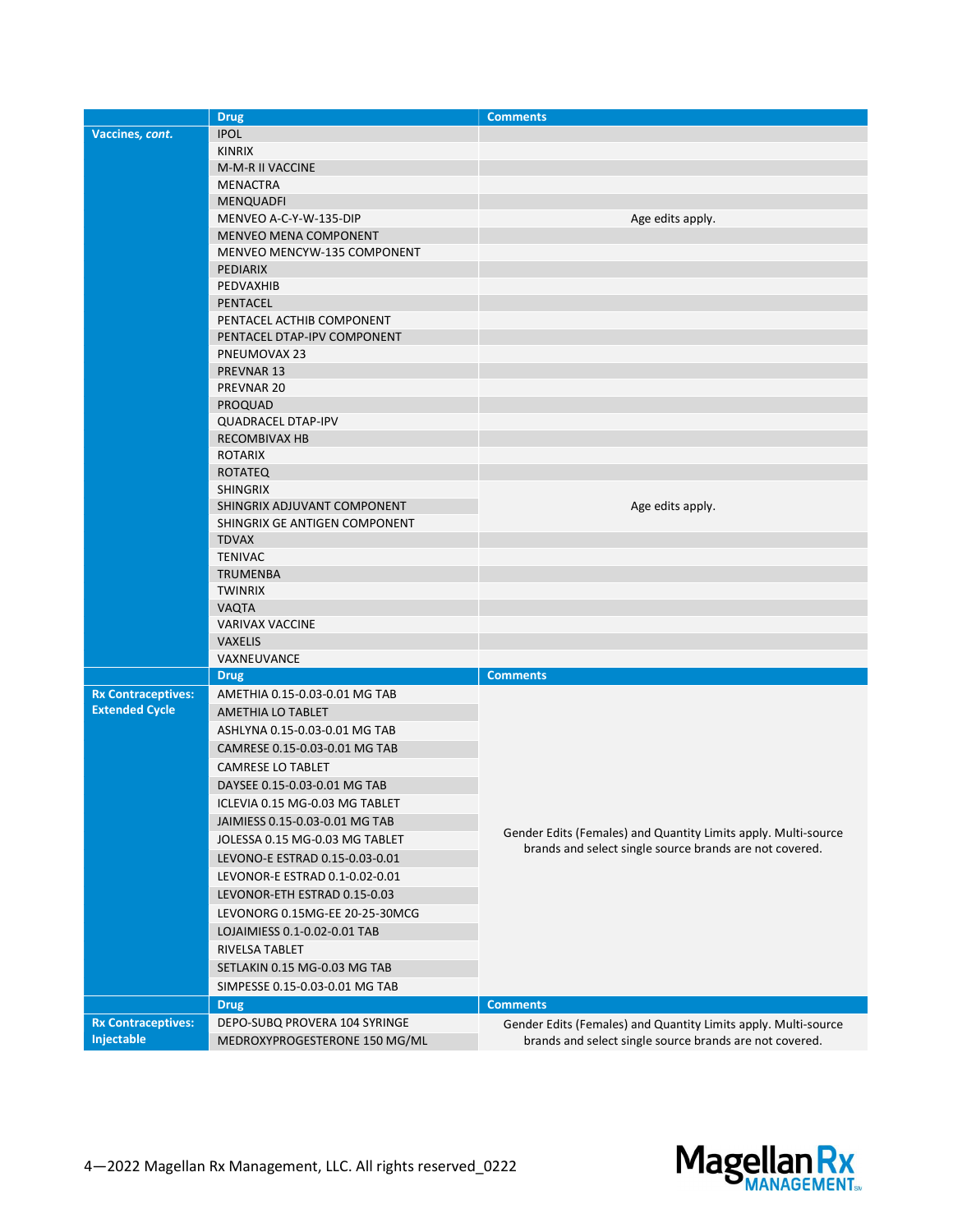| | Drug | Comments |
|---|---|---|
| **Vaccines, *cont.*** | IPOL | |
| | KINRIX | |
| | M-M-R II VACCINE | |
| | MENACTRA | |
| | MENQUADFI | |
| | MENVEO A-C-Y-W-135-DIP | Age edits apply. |
| | MENVEO MENA COMPONENT | |
| | MENVEO MENCYW-135 COMPONENT | |
| | PEDIARIX | |
| | PEDVAXHIB | |
| | PENTACEL | |
| | PENTACEL ACTHIB COMPONENT | |
| | PENTACEL DTAP-IPV COMPONENT | |
| | PNEUMOVAX 23 | |
| | PREVNAR 13 | |
| | PREVNAR 20 | |
| | PROQUAD | |
| | QUADRACEL DTAP-IPV | |
| | RECOMBIVAX HB | |
| | ROTARIX | |
| | ROTATEQ | |
| | SHINGRIX | Age edits apply. |
| | SHINGRIX ADJUVANT COMPONENT | |
| | SHINGRIX GE ANTIGEN COMPONENT | |
| | TDVAX | |
| | TENIVAC | |
| | TRUMENBA | |
| | TWINRIX | |
| | VAQTA | |
| | VARIVAX VACCINE | |
| | VAXELIS | |
| | VAXNEUVANCE | |

| | Drug | Comments |
|---|---|---|
| **Rx Contraceptives: Extended Cycle** | AMETHIA 0.15-0.03-0.01 MG TAB | Gender Edits (Females) and Quantity Limits apply. Multi-source brands and select single source brands are not covered. |
| | AMETHIA LO TABLET | |
| | ASHLYNA 0.15-0.03-0.01 MG TAB | |
| | CAMRESE 0.15-0.03-0.01 MG TAB | |
| | CAMRESE LO TABLET | |
| | DAYSEE 0.15-0.03-0.01 MG TAB | |
| | ICLEVIA 0.15 MG-0.03 MG TABLET | |
| | JAIMIESS 0.15-0.03-0.01 MG TAB | |
| | JOLESSA 0.15 MG-0.03 MG TABLET | |
| | LEVONO-E ESTRAD 0.15-0.03-0.01 | |
| | LEVONOR-E ESTRAD 0.1-0.02-0.01 | |
| | LEVONOR-ETH ESTRAD 0.15-0.03 | |
| | LEVONORG 0.15MG-EE 20-25-30MCG | |
| | LOJAIMIESS 0.1-0.02-0.01 TAB | |
| | RIVELSA TABLET | |
| | SETLAKIN 0.15 MG-0.03 MG TAB | |
| | SIMPESSE 0.15-0.03-0.01 MG TAB | |

| | Drug | Comments |
|---|---|---|
| **Rx Contraceptives: Injectable** | DEPO-SUBQ PROVERA 104 SYRINGE | Gender Edits (Females) and Quantity Limits apply. Multi-source brands and select single source brands are not covered. |
| | MEDROXYPROGESTERONE 150 MG/ML | |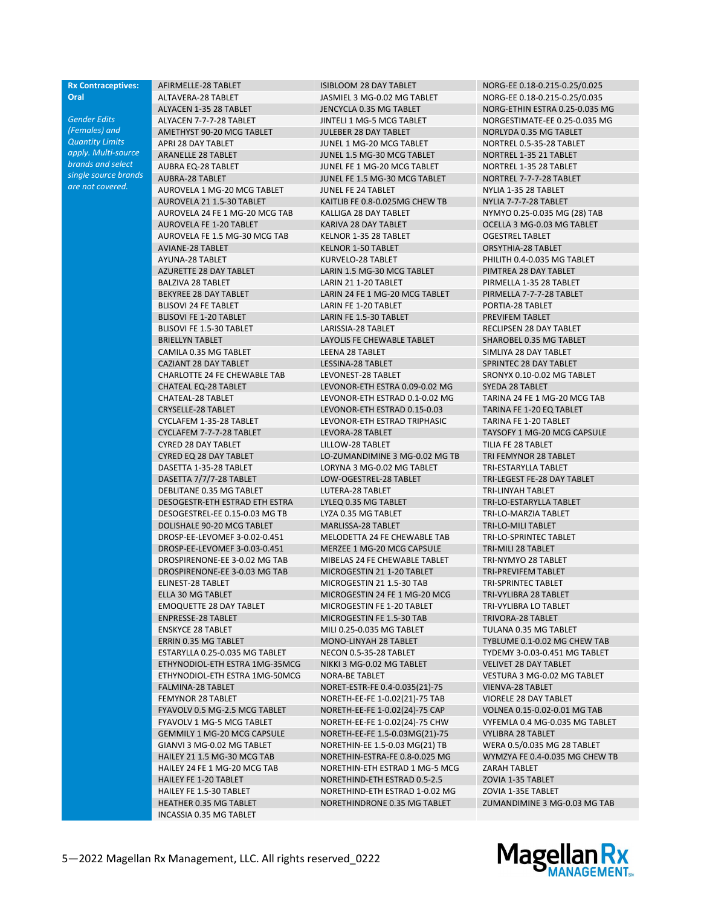| Rx Contraceptives: Oral | | | |
|---|---|---|---|
| *Gender Edits (Females) and Quantity Limits apply. Multi-source brands and select single source brands are not covered.* | AFIRMELLE-28 TABLET | ISIBLOOM 28 DAY TABLET | NORG-EE 0.18-0.215-0.25/0.025 |
| | ALTAVERA-28 TABLET | JASMIEL 3 MG-0.02 MG TABLET | NORG-EE 0.18-0.215-0.25/0.035 |
| | ALYACEN 1-35 28 TABLET | JENCYCLA 0.35 MG TABLET | NORG-ETHIN ESTRA 0.25-0.035 MG |
| | ALYACEN 7-7-7-28 TABLET | JINTELI 1 MG-5 MCG TABLET | NORGESTIMATE-EE 0.25-0.035 MG |
| | AMETHYST 90-20 MCG TABLET | JULEBER 28 DAY TABLET | NORLYDA 0.35 MG TABLET |
| | APRI 28 DAY TABLET | JUNEL 1 MG-20 MCG TABLET | NORTREL 0.5-35-28 TABLET |
| | ARANELLE 28 TABLET | JUNEL 1.5 MG-30 MCG TABLET | NORTREL 1-35 21 TABLET |
| | AUBRA EQ-28 TABLET | JUNEL FE 1 MG-20 MCG TABLET | NORTREL 1-35 28 TABLET |
| | AUBRA-28 TABLET | JUNEL FE 1.5 MG-30 MCG TABLET | NORTREL 7-7-7-28 TABLET |
| | AUROVELA 1 MG-20 MCG TABLET | JUNEL FE 24 TABLET | NYLIA 1-35 28 TABLET |
| | AUROVELA 21 1.5-30 TABLET | KAITLIB FE 0.8-0.025MG CHEW TB | NYLIA 7-7-7-28 TABLET |
| | AUROVELA 24 FE 1 MG-20 MCG TAB | KALLIGA 28 DAY TABLET | NYMYO 0.25-0.035 MG (28) TAB |
| | AUROVELA FE 1-20 TABLET | KARIVA 28 DAY TABLET | OCELLA 3 MG-0.03 MG TABLET |
| | AUROVELA FE 1.5 MG-30 MCG TAB | KELNOR 1-35 28 TABLET | OGESTREL TABLET |
| | AVIANE-28 TABLET | KELNOR 1-50 TABLET | ORSYTHIA-28 TABLET |
| | AYUNA-28 TABLET | KURVELO-28 TABLET | PHILITH 0.4-0.035 MG TABLET |
| | AZURETTE 28 DAY TABLET | LARIN 1.5 MG-30 MCG TABLET | PIMTREA 28 DAY TABLET |
| | BALZIVA 28 TABLET | LARIN 21 1-20 TABLET | PIRMELLA 1-35 28 TABLET |
| | BEKYREE 28 DAY TABLET | LARIN 24 FE 1 MG-20 MCG TABLET | PIRMELLA 7-7-7-28 TABLET |
| | BLISOVI 24 FE TABLET | LARIN FE 1-20 TABLET | PORTIA-28 TABLET |
| | BLISOVI FE 1-20 TABLET | LARIN FE 1.5-30 TABLET | PREVIFEM TABLET |
| | BLISOVI FE 1.5-30 TABLET | LARISSIA-28 TABLET | RECLIPSEN 28 DAY TABLET |
| | BRIELLYN TABLET | LAYOLIS FE CHEWABLE TABLET | SHAROBEL 0.35 MG TABLET |
| | CAMILA 0.35 MG TABLET | LEENA 28 TABLET | SIMLIYA 28 DAY TABLET |
| | CAZIANT 28 DAY TABLET | LESSINA-28 TABLET | SPRINTEC 28 DAY TABLET |
| | CHARLOTTE 24 FE CHEWABLE TAB | LEVONEST-28 TABLET | SRONYX 0.10-0.02 MG TABLET |
| | CHATEAL EQ-28 TABLET | LEVONOR-ETH ESTRA 0.09-0.02 MG | SYEDA 28 TABLET |
| | CHATEAL-28 TABLET | LEVONOR-ETH ESTRAD 0.1-0.02 MG | TARINA 24 FE 1 MG-20 MCG TAB |
| | CRYSELLE-28 TABLET | LEVONOR-ETH ESTRAD 0.15-0.03 | TARINA FE 1-20 EQ TABLET |
| | CYCLAFEM 1-35-28 TABLET | LEVONOR-ETH ESTRAD TRIPHASIC | TARINA FE 1-20 TABLET |
| | CYCLAFEM 7-7-7-28 TABLET | LEVORA-28 TABLET | TAYSOFY 1 MG-20 MCG CAPSULE |
| | CYRED 28 DAY TABLET | LILLOW-28 TABLET | TILIA FE 28 TABLET |
| | CYRED EQ 28 DAY TABLET | LO-ZUMANDIMINE 3 MG-0.02 MG TB | TRI FEMYNOR 28 TABLET |
| | DASETTA 1-35-28 TABLET | LORYNA 3 MG-0.02 MG TABLET | TRI-ESTARYLLA TABLET |
| | DASETTA 7/7/7-28 TABLET | LOW-OGESTREL-28 TABLET | TRI-LEGEST FE-28 DAY TABLET |
| | DEBLITANE 0.35 MG TABLET | LUTERA-28 TABLET | TRI-LINYAH TABLET |
| | DESOGESTR-ETH ESTRAD ETH ESTRA | LYLEQ 0.35 MG TABLET | TRI-LO-ESTARYLLA TABLET |
| | DESOGESTREL-EE 0.15-0.03 MG TB | LYZA 0.35 MG TABLET | TRI-LO-MARZIA TABLET |
| | DOLISHALE 90-20 MCG TABLET | MARLISSA-28 TABLET | TRI-LO-MILI TABLET |
| | DROSP-EE-LEVOMEF 3-0.02-0.451 | MELODETTA 24 FE CHEWABLE TAB | TRI-LO-SPRINTEC TABLET |
| | DROSP-EE-LEVOMEF 3-0.03-0.451 | MERZEE 1 MG-20 MCG CAPSULE | TRI-MILI 28 TABLET |
| | DROSPIRENONE-EE 3-0.02 MG TAB | MIBELAS 24 FE CHEWABLE TABLET | TRI-NYMYO 28 TABLET |
| | DROSPIRENONE-EE 3-0.03 MG TAB | MICROGESTIN 21 1-20 TABLET | TRI-PREVIFEM TABLET |
| | ELINEST-28 TABLET | MICROGESTIN 21 1.5-30 TAB | TRI-SPRINTEC TABLET |
| | ELLA 30 MG TABLET | MICROGESTIN 24 FE 1 MG-20 MCG | TRI-VYLIBRA 28 TABLET |
| | EMOQUETTE 28 DAY TABLET | MICROGESTIN FE 1-20 TABLET | TRI-VYLIBRA LO TABLET |
| | ENPRESSE-28 TABLET | MICROGESTIN FE 1.5-30 TAB | TRIVORA-28 TABLET |
| | ENSKYCE 28 TABLET | MILI 0.25-0.035 MG TABLET | TULANA 0.35 MG TABLET |
| | ERRIN 0.35 MG TABLET | MONO-LINYAH 28 TABLET | TYBLUME 0.1-0.02 MG CHEW TAB |
| | ESTARYLLA 0.25-0.035 MG TABLET | NECON 0.5-35-28 TABLET | TYDEMY 3-0.03-0.451 MG TABLET |
| | ETHYNODIOL-ETH ESTRA 1MG-35MCG | NIKKI 3 MG-0.02 MG TABLET | VELIVET 28 DAY TABLET |
| | ETHYNODIOL-ETH ESTRA 1MG-50MCG | NORA-BE TABLET | VESTURA 3 MG-0.02 MG TABLET |
| | FALMINA-28 TABLET | NORET-ESTR-FE 0.4-0.035(21)-75 | VIENVA-28 TABLET |
| | FEMYNOR 28 TABLET | NORETH-EE-FE 1-0.02(21)-75 TAB | VIORELE 28 DAY TABLET |
| | FYAVOLV 0.5 MG-2.5 MCG TABLET | NORETH-EE-FE 1-0.02(24)-75 CAP | VOLNEA 0.15-0.02-0.01 MG TAB |
| | FYAVOLV 1 MG-5 MCG TABLET | NORETH-EE-FE 1-0.02(24)-75 CHW | VYFEMLA 0.4 MG-0.035 MG TABLET |
| | GEMMILY 1 MG-20 MCG CAPSULE | NORETH-EE-FE 1.5-0.03MG(21)-75 | VYLIBRA 28 TABLET |
| | GIANVI 3 MG-0.02 MG TABLET | NORETHIN-EE 1.5-0.03 MG(21) TB | WERA 0.5/0.035 MG 28 TABLET |
| | HAILEY 21 1.5 MG-30 MCG TAB | NORETHIN-ESTRA-FE 0.8-0.025 MG | WYMZYA FE 0.4-0.035 MG CHEW TB |
| | HAILEY 24 FE 1 MG-20 MCG TAB | NORETHIN-ETH ESTRAD 1 MG-5 MCG | ZARAH TABLET |
| | HAILEY FE 1-20 TABLET | NORETHIND-ETH ESTRAD 0.5-2.5 | ZOVIA 1-35 TABLET |
| | HAILEY FE 1.5-30 TABLET | NORETHIND-ETH ESTRAD 1-0.02 MG | ZOVIA 1-35E TABLET |
| | HEATHER 0.35 MG TABLET | NORETHINDRONE 0.35 MG TABLET | ZUMANDIMINE 3 MG-0.03 MG TAB |
| | INCASSIA 0.35 MG TABLET | | |

2022 Magellan Rx Management, LLC. All rights reserved_0222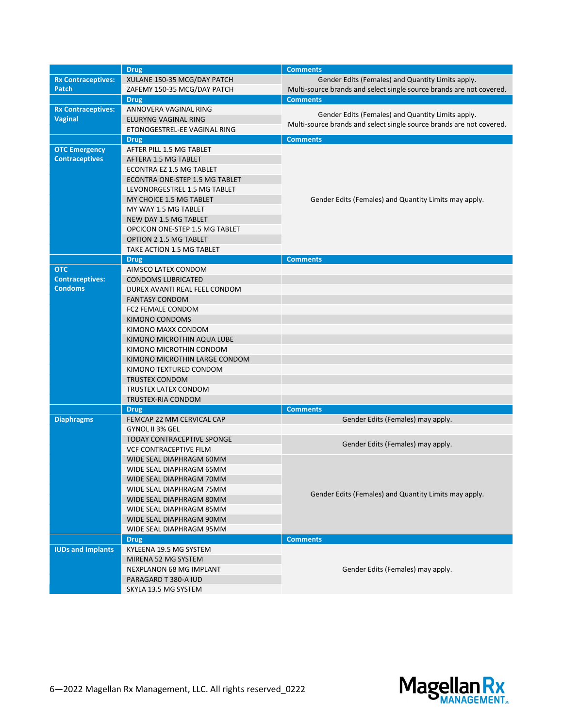| | Drug | Comments |
|---|---|---|
| **Rx Contraceptives: Patch** | XULANE 150-35 MCG/DAY PATCH | Gender Edits (Females) and Quantity Limits apply. Multi-source brands and select single source brands are not covered. |
| | ZAFEMY 150-35 MCG/DAY PATCH | |
| | **Drug** | **Comments** |
| **Rx Contraceptives: Vaginal** | ANNOVERA VAGINAL RING | Gender Edits (Females) and Quantity Limits apply. Multi-source brands and select single source brands are not covered. |
| | ELURYNG VAGINAL RING | |
| | ETONOGESTREL-EE VAGINAL RING | |
| | **Drug** | **Comments** |
| **OTC Emergency Contraceptives** | AFTER PILL 1.5 MG TABLET | Gender Edits (Females) and Quantity Limits may apply. |
| | AFTERA 1.5 MG TABLET | |
| | ECONTRA EZ 1.5 MG TABLET | |
| | ECONTRA ONE-STEP 1.5 MG TABLET | |
| | LEVONORGESTREL 1.5 MG TABLET | |
| | MY CHOICE 1.5 MG TABLET | |
| | MY WAY 1.5 MG TABLET | |
| | NEW DAY 1.5 MG TABLET | |
| | OPCICON ONE-STEP 1.5 MG TABLET | |
| | OPTION 2 1.5 MG TABLET | |
| | TAKE ACTION 1.5 MG TABLET | |
| | **Drug** | **Comments** |
| **OTC Contraceptives: Condoms** | AIMSCO LATEX CONDOM | |
| | CONDOMS LUBRICATED | |
| | DUREX AVANTI REAL FEEL CONDOM | |
| | FANTASY CONDOM | |
| | FC2 FEMALE CONDOM | |
| | KIMONO CONDOMS | |
| | KIMONO MAXX CONDOM | |
| | KIMONO MICROTHIN AQUA LUBE | |
| | KIMONO MICROTHIN CONDOM | |
| | KIMONO MICROTHIN LARGE CONDOM | |
| | KIMONO TEXTURED CONDOM | |
| | TRUSTEX CONDOM | |
| | TRUSTEX LATEX CONDOM | |
| | TRUSTEX-RIA CONDOM | |
| | **Drug** | **Comments** |
| **Diaphragms** | FEMCAP 22 MM CERVICAL CAP | Gender Edits (Females) may apply. |
| | GYNOL II 3% GEL | |
| | TODAY CONTRACEPTIVE SPONGE | Gender Edits (Females) may apply. |
| | VCF CONTRACEPTIVE FILM | |
| | WIDE SEAL DIAPHRAGM 60MM | Gender Edits (Females) and Quantity Limits may apply. |
| | WIDE SEAL DIAPHRAGM 65MM | |
| | WIDE SEAL DIAPHRAGM 70MM | |
| | WIDE SEAL DIAPHRAGM 75MM | |
| | WIDE SEAL DIAPHRAGM 80MM | |
| | WIDE SEAL DIAPHRAGM 85MM | |
| | WIDE SEAL DIAPHRAGM 90MM | |
| | WIDE SEAL DIAPHRAGM 95MM | |
| | **Drug** | **Comments** |
| **IUDs and Implants** | KYLEENA 19.5 MG SYSTEM | Gender Edits (Females) may apply. |
| | MIRENA 52 MG SYSTEM | |
| | NEXPLANON 68 MG IMPLANT | |
| | PARAGARD T 380-A IUD | |
| | SKYLA 13.5 MG SYSTEM | |

6—2022 Magellan Rx Management, LLC. All rights reserved_0222

Magellan Rx MANAGEMENT